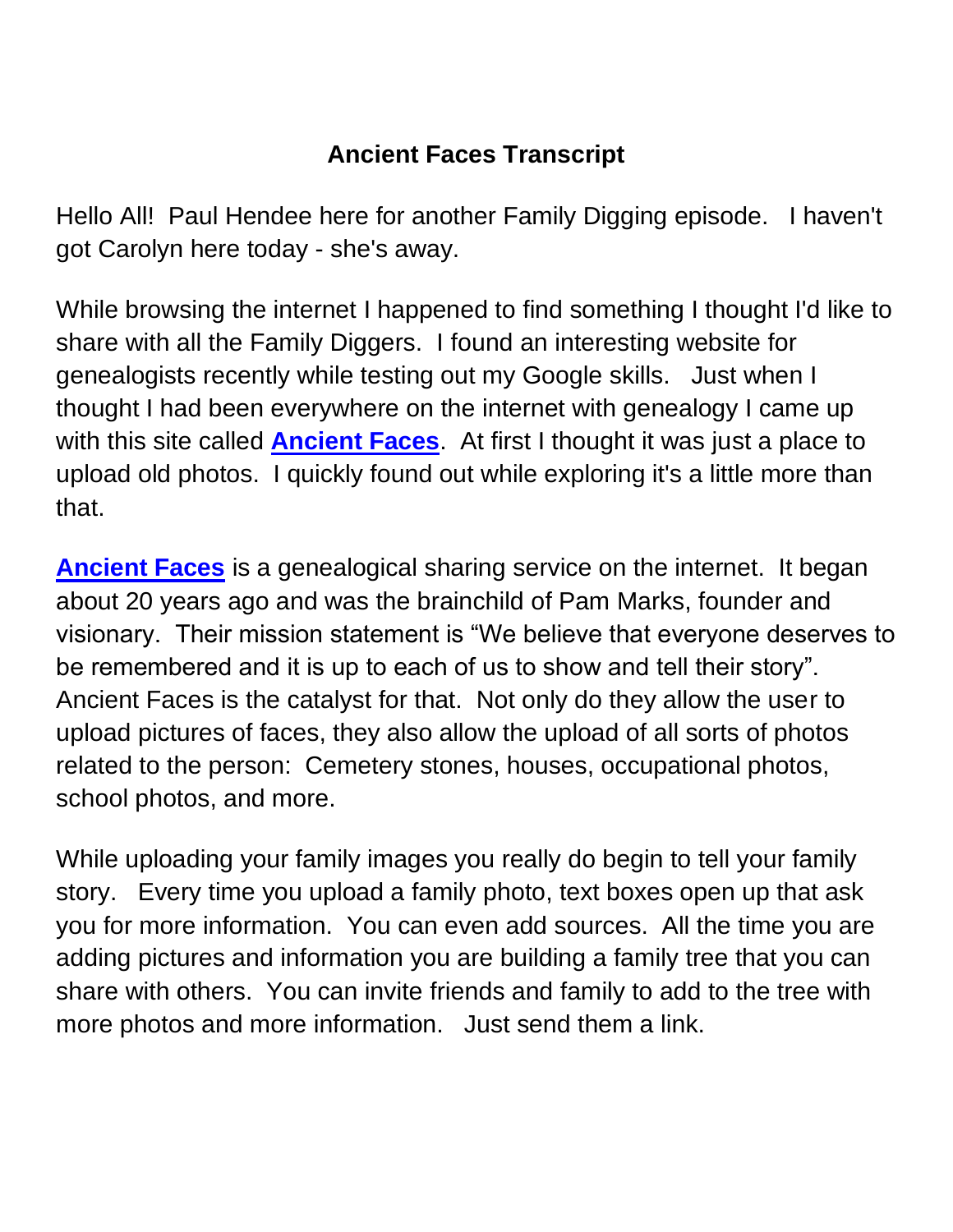# Ancient Faces Transcript

Hello All! Paul Hendee here for another Family Digging episode. I haven't got Carolyn here today - she's away.

While browsing the internet I happened to find something I thought I'd like to share with all the Family Diggers. I found an interesting website for genealogists recently while testing out my Google skills. Just when I thought I had been everywhere on the internet with genealogy I came up with this site called **Ancient Faces**. At first I thought it was just a place to upload old photos. I quickly found out while exploring it's a little more than that.

**Ancient Faces** is a genealogical sharing service on the internet. It began about 20 years ago and was the brainchild of Pam Marks, founder and visionary. Their mission statement is "We believe that everyone deserves to be remembered and it is up to each of us to show and tell their story". Ancient Faces is the catalyst for that. Not only do they allow the user to upload pictures of faces, they also allow the upload of all sorts of photos related to the person: Cemetery stones, houses, occupational photos, school photos, and more.

While uploading your family images you really do begin to tell your family story. Every time you upload a family photo, text boxes open up that ask you for more information. You can even add sources. All the time you are adding pictures and information you are building a family tree that you can share with others. You can invite friends and family to add to the tree with more photos and more information. Just send them a link.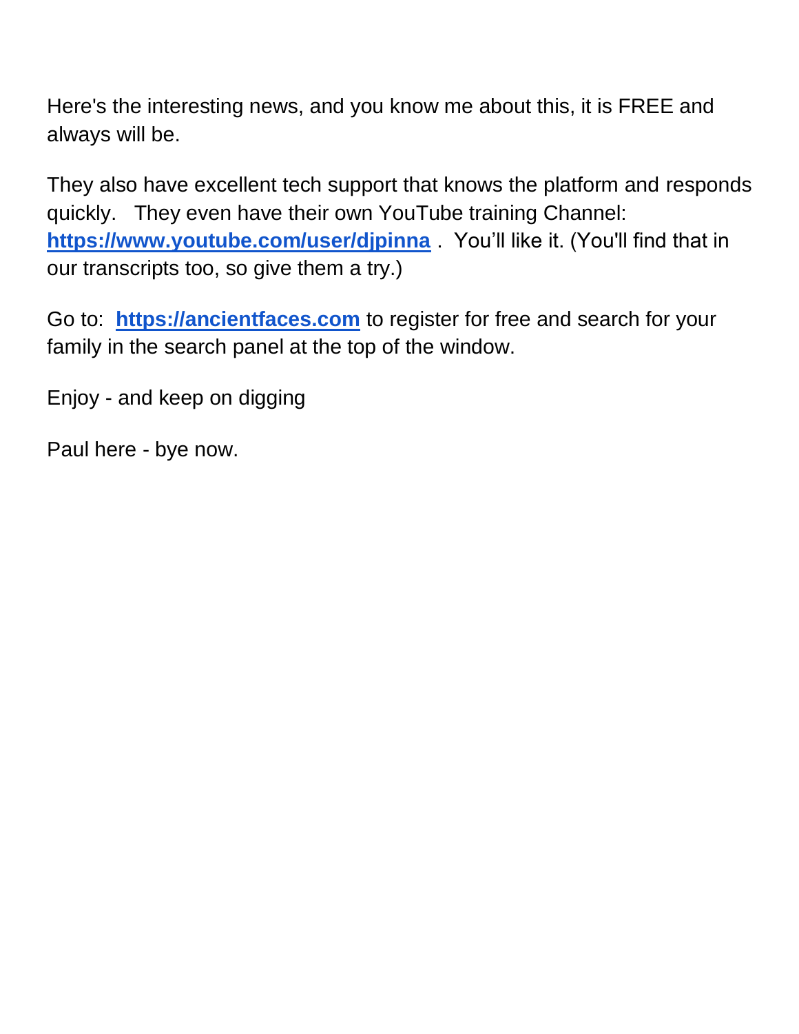Here's the interesting news, and you know me about this, it is FREE and always will be.

They also have excellent tech support that knows the platform and responds quickly. They even have their own YouTube training Channel: **https://www.youtube.com/user/djpinna** . You'll like it. (You'll find that in our transcripts too, so give them a try.)

Go to: **https://ancientfaces.com** to register for free and search for your family in the search panel at the top of the window.

Enjoy - and keep on digging

Paul here - bye now.